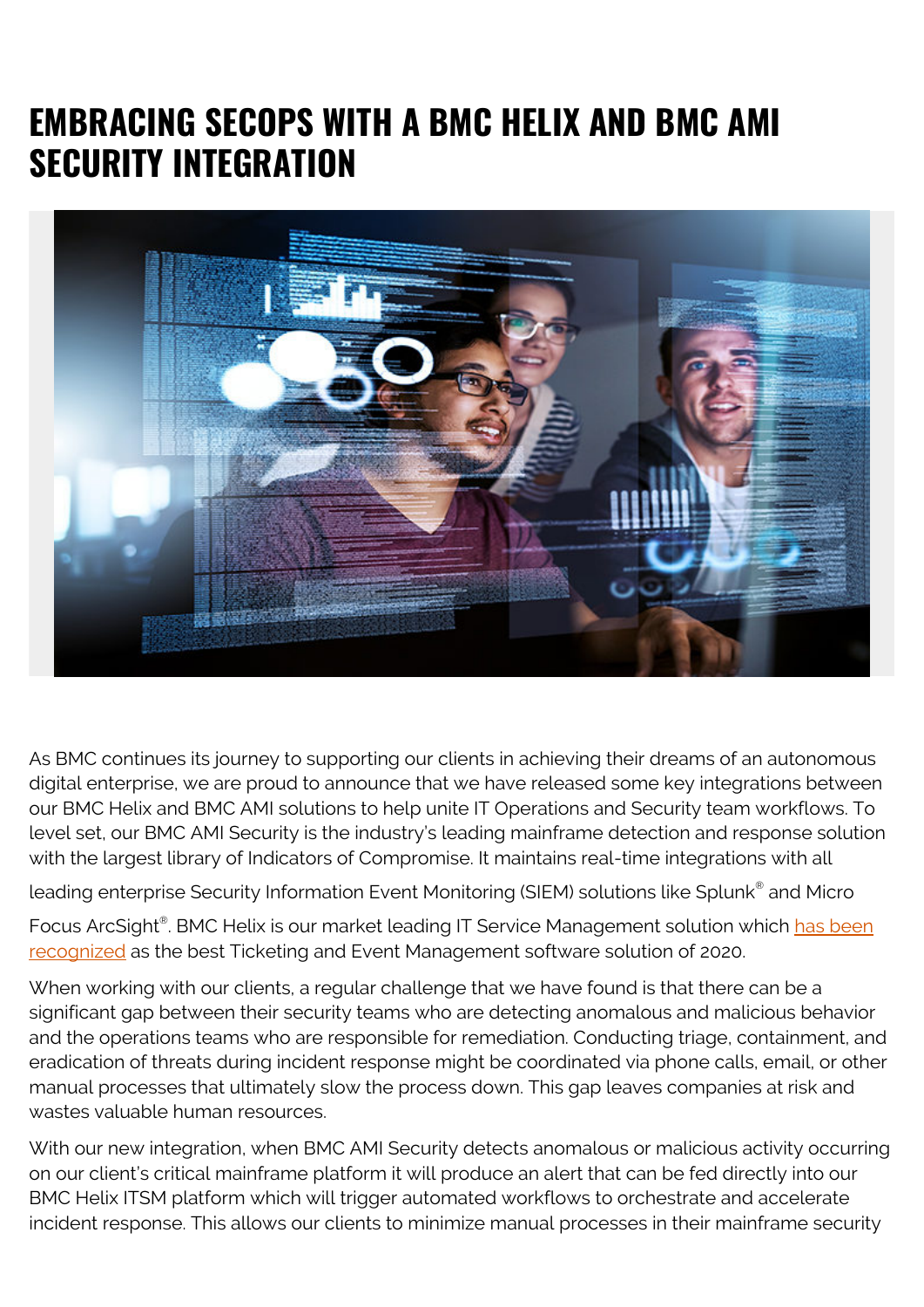# EMBRACING SECOPS WITH A BMC HELIX AND BMC AMI SECURITY INTEGRATION

As BMC continues its journey to supporting our clients in achieving their dreams of an autonomous digital enterprise, we are proud to announce that we have released some key integrations between our BMC Helix and BMC AMI solutions to help unite IT Operations and Security team workflows. To level set, our BMC AMI Security is the industry's leading mainframe detection and response solution with the largest library of Indicators of Compromise. It maintains real-time integrations with all leading enterprise Security Information Event Monitoring (SIEM) solutions like Splunk® and Micro Focus ArcSight®. BMC Helix is our market leading IT Service Management solution which has been recognized as the best Ticketing and Event Management software solution of 2020.

When working with our clients, a regular challenge that we have found is that there can be a significant gap between their security teams who are detecting anomalous and malicious behavior and the operations teams who are responsible for remediation. Conducting triage, containment, and eradication of threats during incident response might be coordinated via phone calls, email, or other manual processes that ultimately slow the process down. This gap leaves companies at risk and wastes valuable human resources.

With our new integration, when BMC AMI Security detects anomalous or malicious activity occurring on our client's critical mainframe platform it will produce an alert that can be fed directly into our BMC Helix ITSM platform which will trigger automated workflows to orchestrate and accelerate incident response. This allows our clients to minimize manual processes in their mainframe security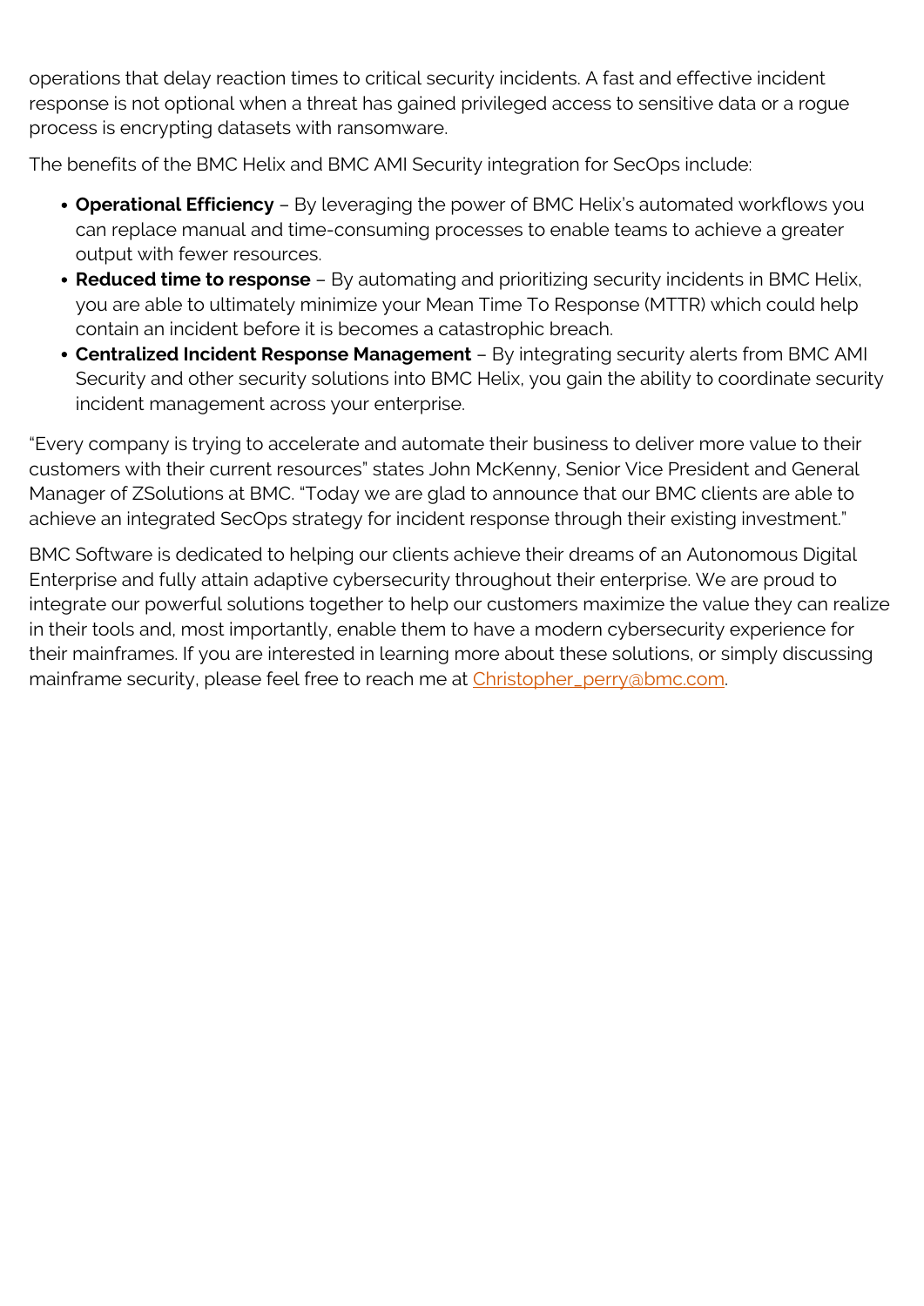operations that delay reaction times to critical security incidents. A fast and effective incident response is not optional when a threat has gained privileged access to sensitive data or a rogue process is encrypting datasets with ransomware.

The benefits of the BMC Helix and BMC AMI Security integration for SecOps include:

- **Operational Efficiency** – By leveraging the power of BMC Helix's automated workflows you can replace manual and time-consuming processes to enable teams to achieve a greater output with fewer resources.
- **Reduced time to response** – By automating and prioritizing security incidents in BMC Helix, you are able to ultimately minimize your Mean Time To Response (MTTR) which could help contain an incident before it is becomes a catastrophic breach.
- **Centralized Incident Response Management** – By integrating security alerts from BMC AMI Security and other security solutions into BMC Helix, you gain the ability to coordinate security incident management across your enterprise.

"Every company is trying to accelerate and automate their business to deliver more value to their customers with their current resources" states John McKenny, Senior Vice President and General Manager of ZSolutions at BMC. "Today we are glad to announce that our BMC clients are able to achieve an integrated SecOps strategy for incident response through their existing investment."

BMC Software is dedicated to helping our clients achieve their dreams of an Autonomous Digital Enterprise and fully attain adaptive cybersecurity throughout their enterprise. We are proud to integrate our powerful solutions together to help our customers maximize the value they can realize in their tools and, most importantly, enable them to have a modern cybersecurity experience for their mainframes. If you are interested in learning more about these solutions, or simply discussing mainframe security, please feel free to reach me at [Christopher_perry@bmc.com](mailto:Christopher_perry@bmc.com).